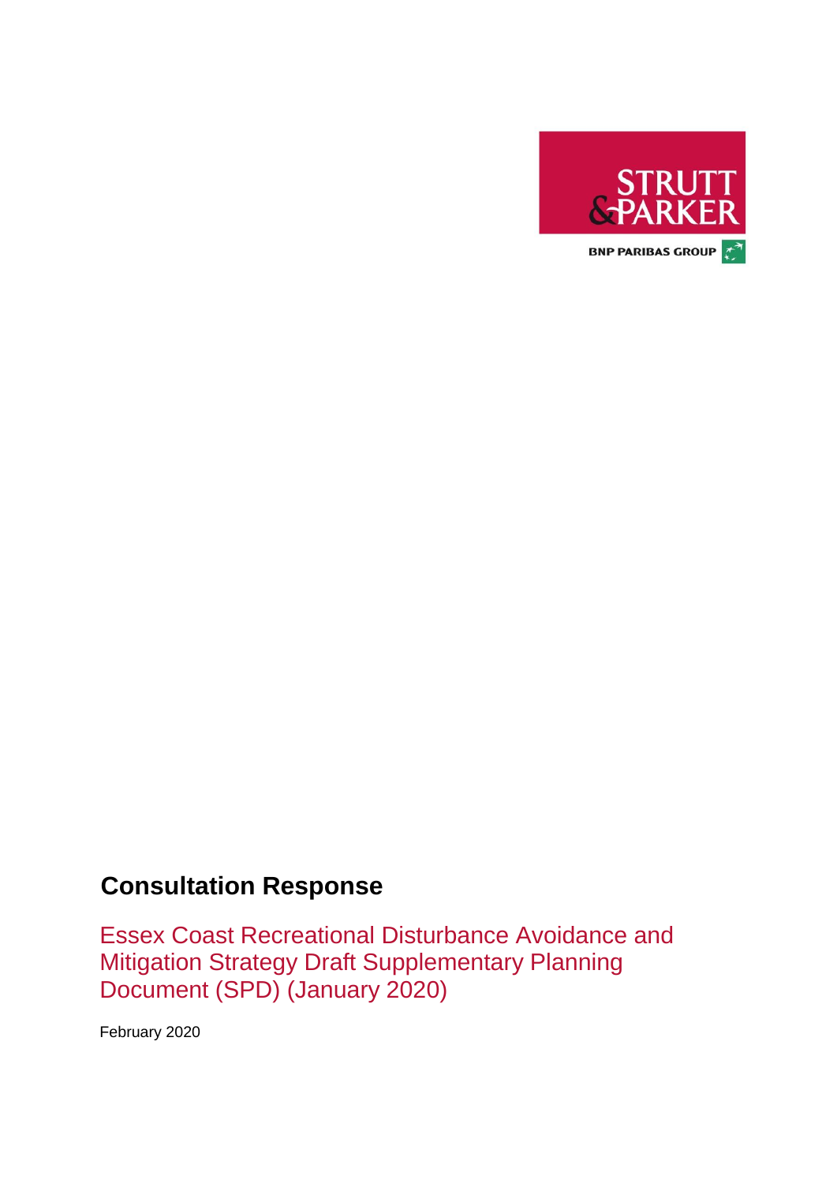STRUTT & PARKER

BNP PARIBAS GROUP

# Consultation Response

## Essex Coast Recreational Disturbance Avoidance and Mitigation Strategy Draft Supplementary Planning Document (SPD) (January 2020)

February 2020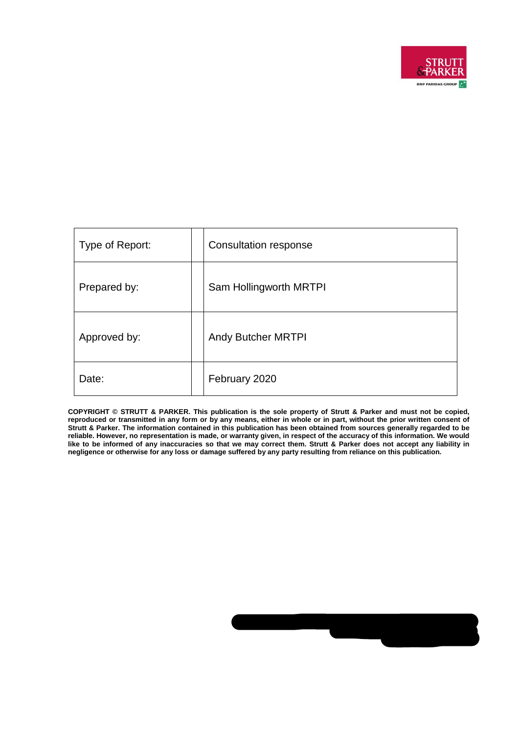| Type of Report: | Consultation response |
| --- | --- |
| Prepared by: | Sam Hollingworth MRTPI |
| Approved by: | Andy Butcher MRTPI |
| Date: | February 2020 |

**COPYRIGHT © STRUTT & PARKER. This publication is the sole property of Strutt & Parker and must not be copied, reproduced or transmitted in any form or by any means, either in whole or in part, without the prior written consent of Strutt & Parker. The information contained in this publication has been obtained from sources generally regarded to be reliable. However, no representation is made, or warranty given, in respect of the accuracy of this information. We would like to be informed of any inaccuracies so that we may correct them. Strutt & Parker does not accept any liability in negligence or otherwise for any loss or damage suffered by any party resulting from reliance on this publication.**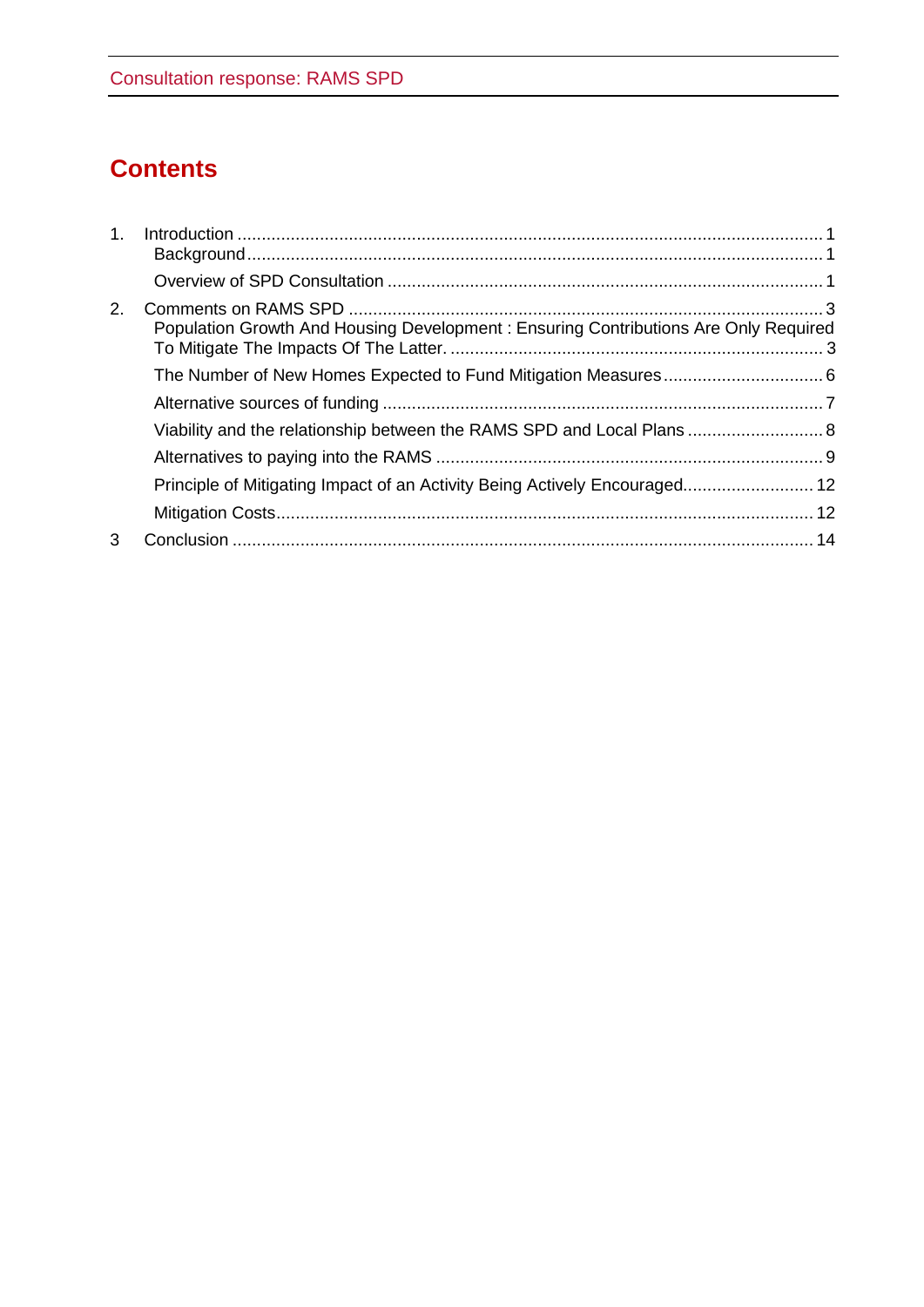# Contents

1. Introduction ........................................................................................................................ 1
    - Background ..................................................................................................................... 1
    - Overview of SPD Consultation ......................................................................................... 1
2. Comments on RAMS SPD ................................................................................................. 3
    - Population Growth And Housing Development : Ensuring Contributions Are Only Required To Mitigate The Impacts Of The Latter. ............................................................................ 3
    - The Number of New Homes Expected to Fund Mitigation Measures ................................ 6
    - Alternative sources of funding .......................................................................................... 7
    - Viability and the relationship between the RAMS SPD and Local Plans ............................ 8
    - Alternatives to paying into the RAMS ............................................................................... 9
    - Principle of Mitigating Impact of an Activity Being Actively Encouraged........................... 12
    - Mitigation Costs.............................................................................................................. 12
3. Conclusion ....................................................................................................................... 14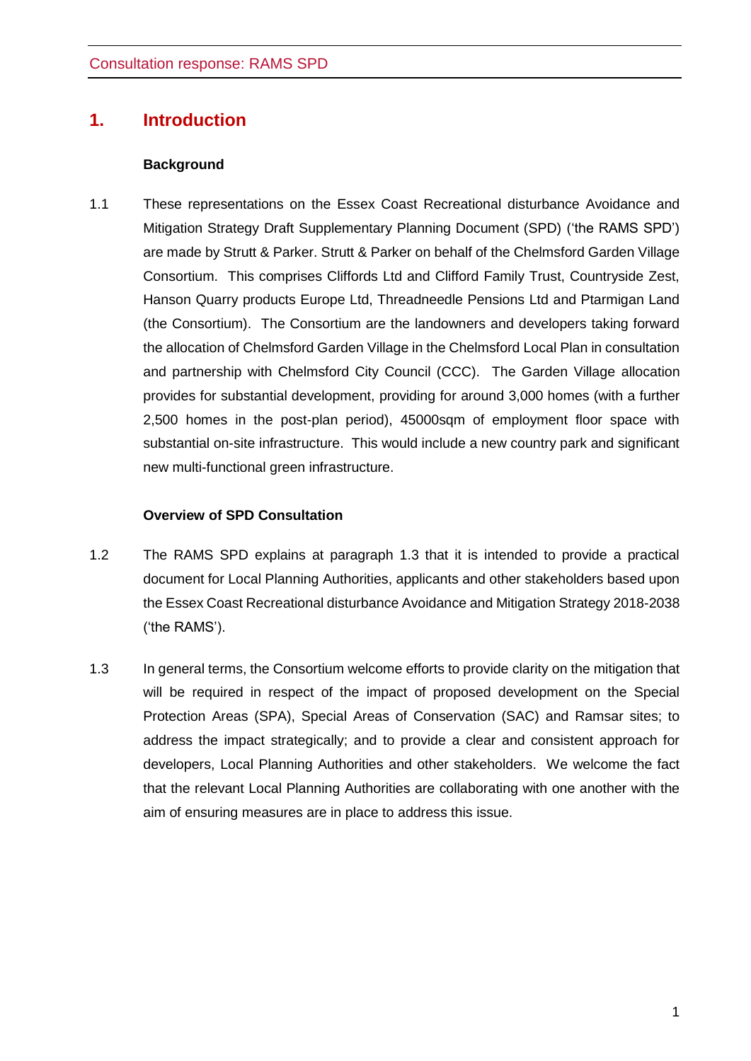# 1. Introduction

**Background**

1.1 These representations on the Essex Coast Recreational disturbance Avoidance and Mitigation Strategy Draft Supplementary Planning Document (SPD) ('the RAMS SPD') are made by Strutt & Parker. Strutt & Parker on behalf of the Chelmsford Garden Village Consortium. This comprises Cliffords Ltd and Clifford Family Trust, Countryside Zest, Hanson Quarry products Europe Ltd, Threadneedle Pensions Ltd and Ptarmigan Land (the Consortium). The Consortium are the landowners and developers taking forward the allocation of Chelmsford Garden Village in the Chelmsford Local Plan in consultation and partnership with Chelmsford City Council (CCC). The Garden Village allocation provides for substantial development, providing for around 3,000 homes (with a further 2,500 homes in the post-plan period), 45000sqm of employment floor space with substantial on-site infrastructure. This would include a new country park and significant new multi-functional green infrastructure.

**Overview of SPD Consultation**

1.2 The RAMS SPD explains at paragraph 1.3 that it is intended to provide a practical document for Local Planning Authorities, applicants and other stakeholders based upon the Essex Coast Recreational disturbance Avoidance and Mitigation Strategy 2018-2038 ('the RAMS').

1.3 In general terms, the Consortium welcome efforts to provide clarity on the mitigation that will be required in respect of the impact of proposed development on the Special Protection Areas (SPA), Special Areas of Conservation (SAC) and Ramsar sites; to address the impact strategically; and to provide a clear and consistent approach for developers, Local Planning Authorities and other stakeholders. We welcome the fact that the relevant Local Planning Authorities are collaborating with one another with the aim of ensuring measures are in place to address this issue.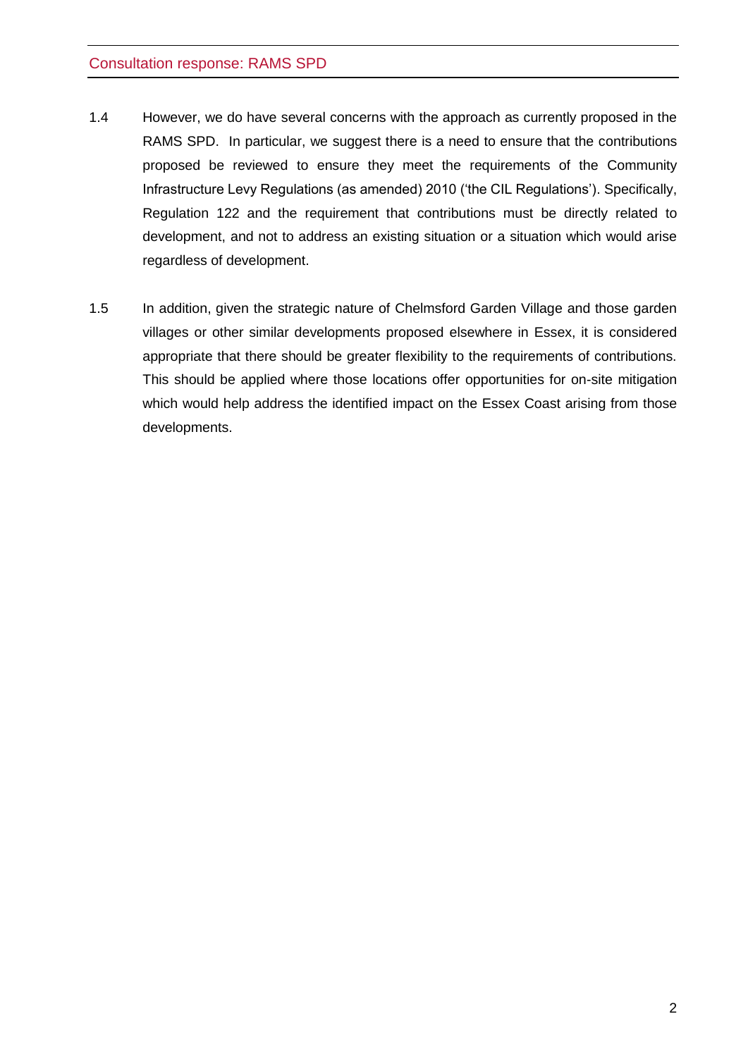1.4 However, we do have several concerns with the approach as currently proposed in the RAMS SPD. In particular, we suggest there is a need to ensure that the contributions proposed be reviewed to ensure they meet the requirements of the Community Infrastructure Levy Regulations (as amended) 2010 ('the CIL Regulations'). Specifically, Regulation 122 and the requirement that contributions must be directly related to development, and not to address an existing situation or a situation which would arise regardless of development.

1.5 In addition, given the strategic nature of Chelmsford Garden Village and those garden villages or other similar developments proposed elsewhere in Essex, it is considered appropriate that there should be greater flexibility to the requirements of contributions. This should be applied where those locations offer opportunities for on-site mitigation which would help address the identified impact on the Essex Coast arising from those developments.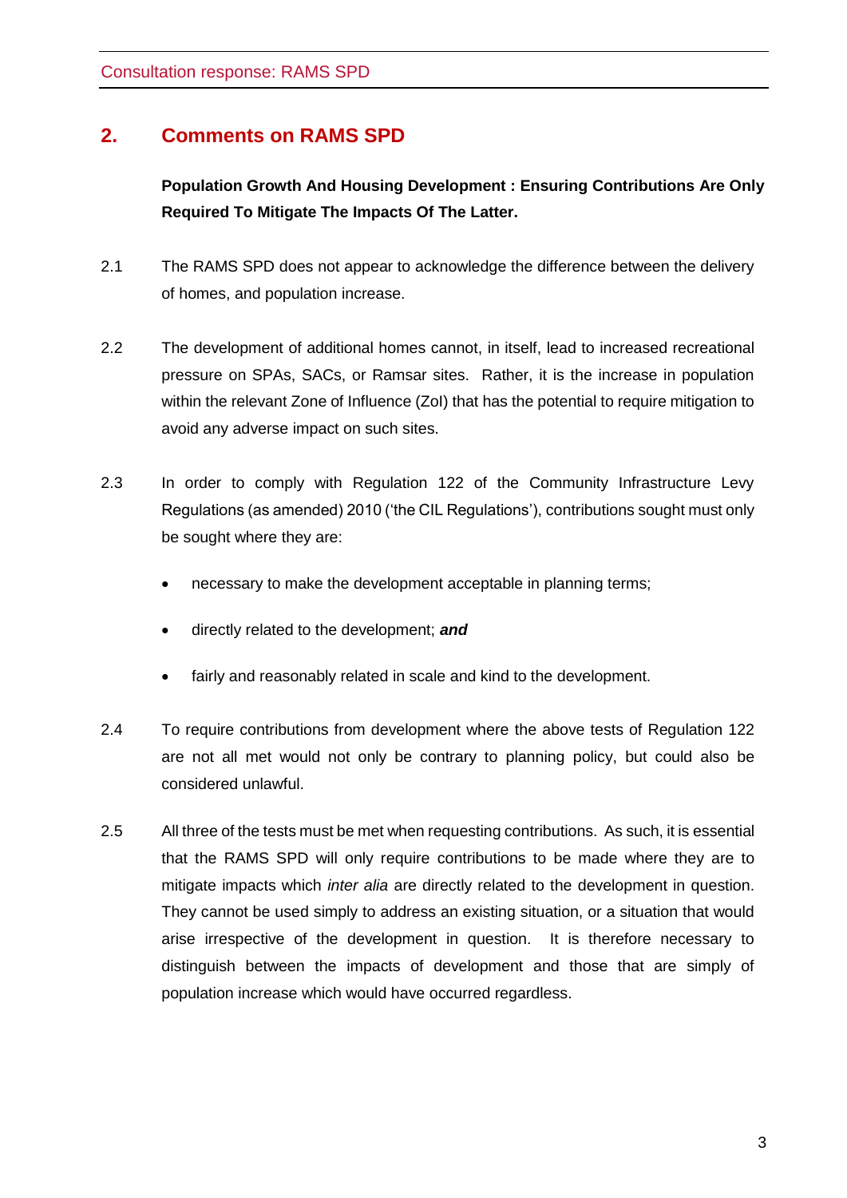## 2. Comments on RAMS SPD

**Population Growth And Housing Development : Ensuring Contributions Are Only Required To Mitigate The Impacts Of The Latter.**

2.1 The RAMS SPD does not appear to acknowledge the difference between the delivery of homes, and population increase.

2.2 The development of additional homes cannot, in itself, lead to increased recreational pressure on SPAs, SACs, or Ramsar sites. Rather, it is the increase in population within the relevant Zone of Influence (ZoI) that has the potential to require mitigation to avoid any adverse impact on such sites.

2.3 In order to comply with Regulation 122 of the Community Infrastructure Levy Regulations (as amended) 2010 ('the CIL Regulations'), contributions sought must only be sought where they are:

- necessary to make the development acceptable in planning terms;
- directly related to the development; ***and***
- fairly and reasonably related in scale and kind to the development.

2.4 To require contributions from development where the above tests of Regulation 122 are not all met would not only be contrary to planning policy, but could also be considered unlawful.

2.5 All three of the tests must be met when requesting contributions. As such, it is essential that the RAMS SPD will only require contributions to be made where they are to mitigate impacts which *inter alia* are directly related to the development in question. They cannot be used simply to address an existing situation, or a situation that would arise irrespective of the development in question. It is therefore necessary to distinguish between the impacts of development and those that are simply of population increase which would have occurred regardless.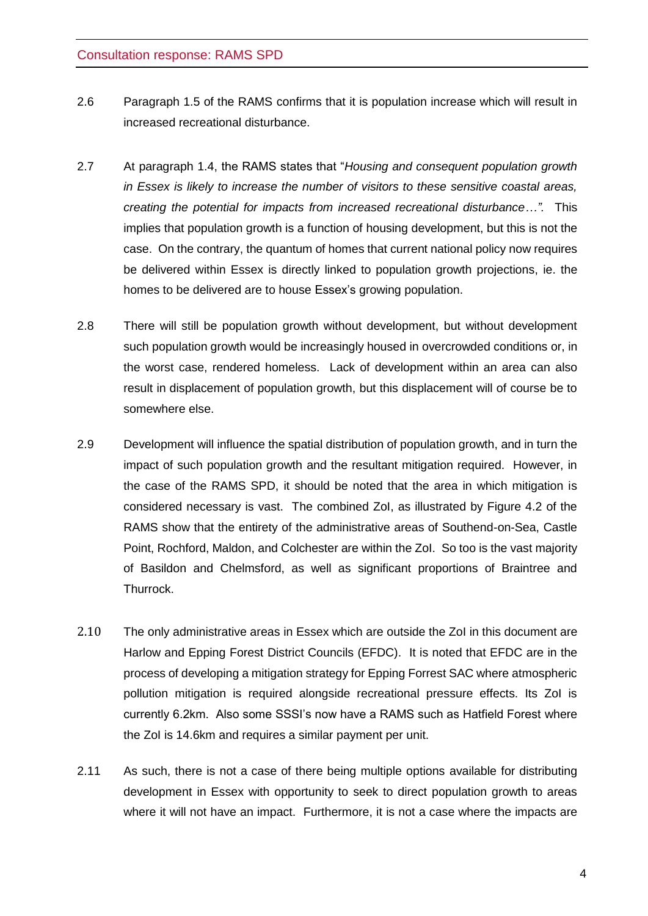2.6 Paragraph 1.5 of the RAMS confirms that it is population increase which will result in increased recreational disturbance.

2.7 At paragraph 1.4, the RAMS states that "*Housing and consequent population growth in Essex is likely to increase the number of visitors to these sensitive coastal areas, creating the potential for impacts from increased recreational disturbance…".* This implies that population growth is a function of housing development, but this is not the case. On the contrary, the quantum of homes that current national policy now requires be delivered within Essex is directly linked to population growth projections, ie. the homes to be delivered are to house Essex's growing population.

2.8 There will still be population growth without development, but without development such population growth would be increasingly housed in overcrowded conditions or, in the worst case, rendered homeless. Lack of development within an area can also result in displacement of population growth, but this displacement will of course be to somewhere else.

2.9 Development will influence the spatial distribution of population growth, and in turn the impact of such population growth and the resultant mitigation required. However, in the case of the RAMS SPD, it should be noted that the area in which mitigation is considered necessary is vast. The combined ZoI, as illustrated by Figure 4.2 of the RAMS show that the entirety of the administrative areas of Southend-on-Sea, Castle Point, Rochford, Maldon, and Colchester are within the ZoI. So too is the vast majority of Basildon and Chelmsford, as well as significant proportions of Braintree and Thurrock.

2.10 The only administrative areas in Essex which are outside the ZoI in this document are Harlow and Epping Forest District Councils (EFDC). It is noted that EFDC are in the process of developing a mitigation strategy for Epping Forrest SAC where atmospheric pollution mitigation is required alongside recreational pressure effects. Its ZoI is currently 6.2km. Also some SSSI's now have a RAMS such as Hatfield Forest where the ZoI is 14.6km and requires a similar payment per unit.

2.11 As such, there is not a case of there being multiple options available for distributing development in Essex with opportunity to seek to direct population growth to areas where it will not have an impact. Furthermore, it is not a case where the impacts are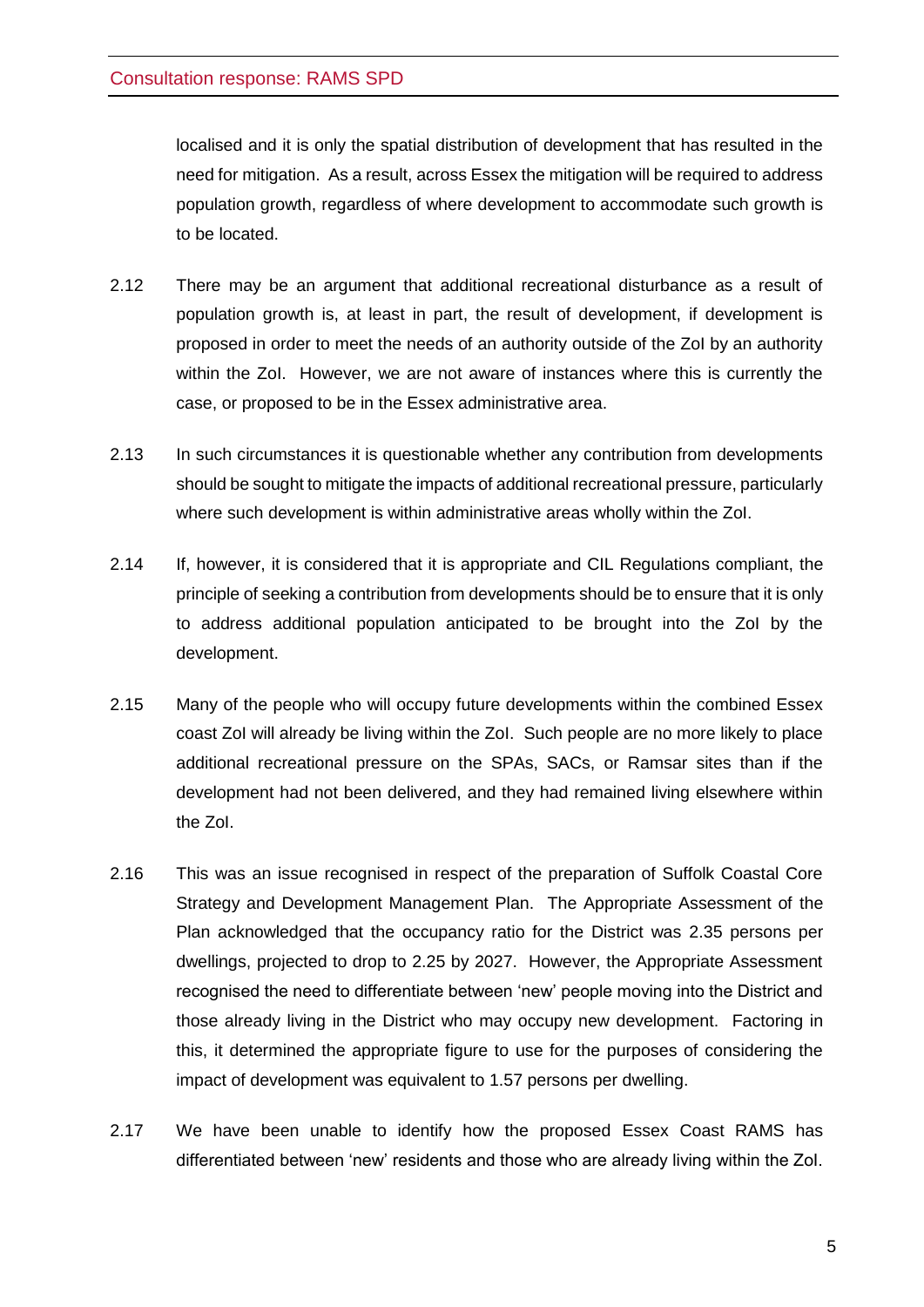localised and it is only the spatial distribution of development that has resulted in the need for mitigation. As a result, across Essex the mitigation will be required to address population growth, regardless of where development to accommodate such growth is to be located.

2.12 There may be an argument that additional recreational disturbance as a result of population growth is, at least in part, the result of development, if development is proposed in order to meet the needs of an authority outside of the ZoI by an authority within the ZoI. However, we are not aware of instances where this is currently the case, or proposed to be in the Essex administrative area.

2.13 In such circumstances it is questionable whether any contribution from developments should be sought to mitigate the impacts of additional recreational pressure, particularly where such development is within administrative areas wholly within the ZoI.

2.14 If, however, it is considered that it is appropriate and CIL Regulations compliant, the principle of seeking a contribution from developments should be to ensure that it is only to address additional population anticipated to be brought into the ZoI by the development.

2.15 Many of the people who will occupy future developments within the combined Essex coast ZoI will already be living within the ZoI. Such people are no more likely to place additional recreational pressure on the SPAs, SACs, or Ramsar sites than if the development had not been delivered, and they had remained living elsewhere within the ZoI.

2.16 This was an issue recognised in respect of the preparation of Suffolk Coastal Core Strategy and Development Management Plan. The Appropriate Assessment of the Plan acknowledged that the occupancy ratio for the District was 2.35 persons per dwellings, projected to drop to 2.25 by 2027. However, the Appropriate Assessment recognised the need to differentiate between 'new' people moving into the District and those already living in the District who may occupy new development. Factoring in this, it determined the appropriate figure to use for the purposes of considering the impact of development was equivalent to 1.57 persons per dwelling.

2.17 We have been unable to identify how the proposed Essex Coast RAMS has differentiated between 'new' residents and those who are already living within the ZoI.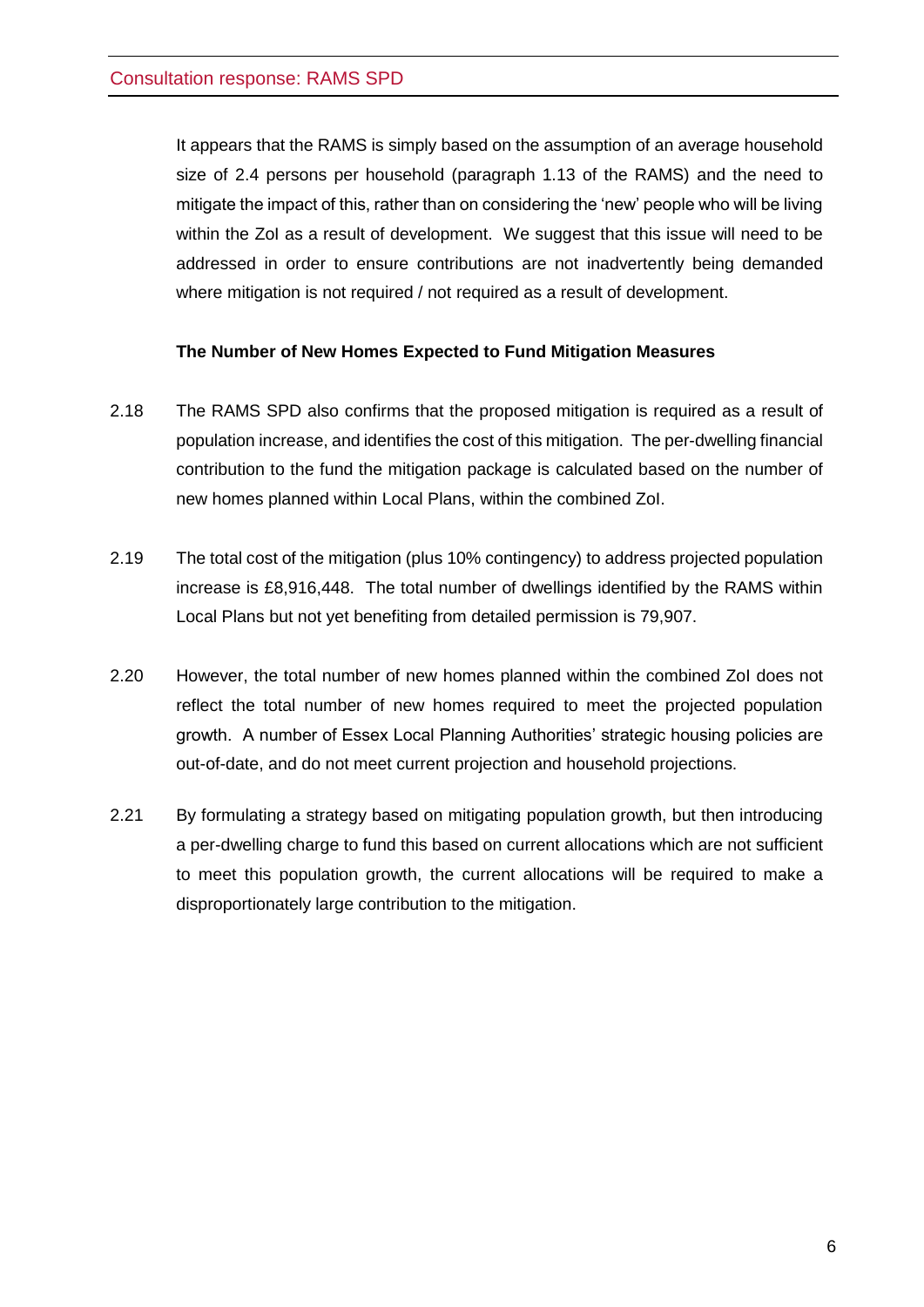It appears that the RAMS is simply based on the assumption of an average household size of 2.4 persons per household (paragraph 1.13 of the RAMS) and the need to mitigate the impact of this, rather than on considering the 'new' people who will be living within the ZoI as a result of development. We suggest that this issue will need to be addressed in order to ensure contributions are not inadvertently being demanded where mitigation is not required / not required as a result of development.

**The Number of New Homes Expected to Fund Mitigation Measures**

2.18 The RAMS SPD also confirms that the proposed mitigation is required as a result of population increase, and identifies the cost of this mitigation. The per-dwelling financial contribution to the fund the mitigation package is calculated based on the number of new homes planned within Local Plans, within the combined ZoI.

2.19 The total cost of the mitigation (plus 10% contingency) to address projected population increase is £8,916,448. The total number of dwellings identified by the RAMS within Local Plans but not yet benefiting from detailed permission is 79,907.

2.20 However, the total number of new homes planned within the combined ZoI does not reflect the total number of new homes required to meet the projected population growth. A number of Essex Local Planning Authorities' strategic housing policies are out-of-date, and do not meet current projection and household projections.

2.21 By formulating a strategy based on mitigating population growth, but then introducing a per-dwelling charge to fund this based on current allocations which are not sufficient to meet this population growth, the current allocations will be required to make a disproportionately large contribution to the mitigation.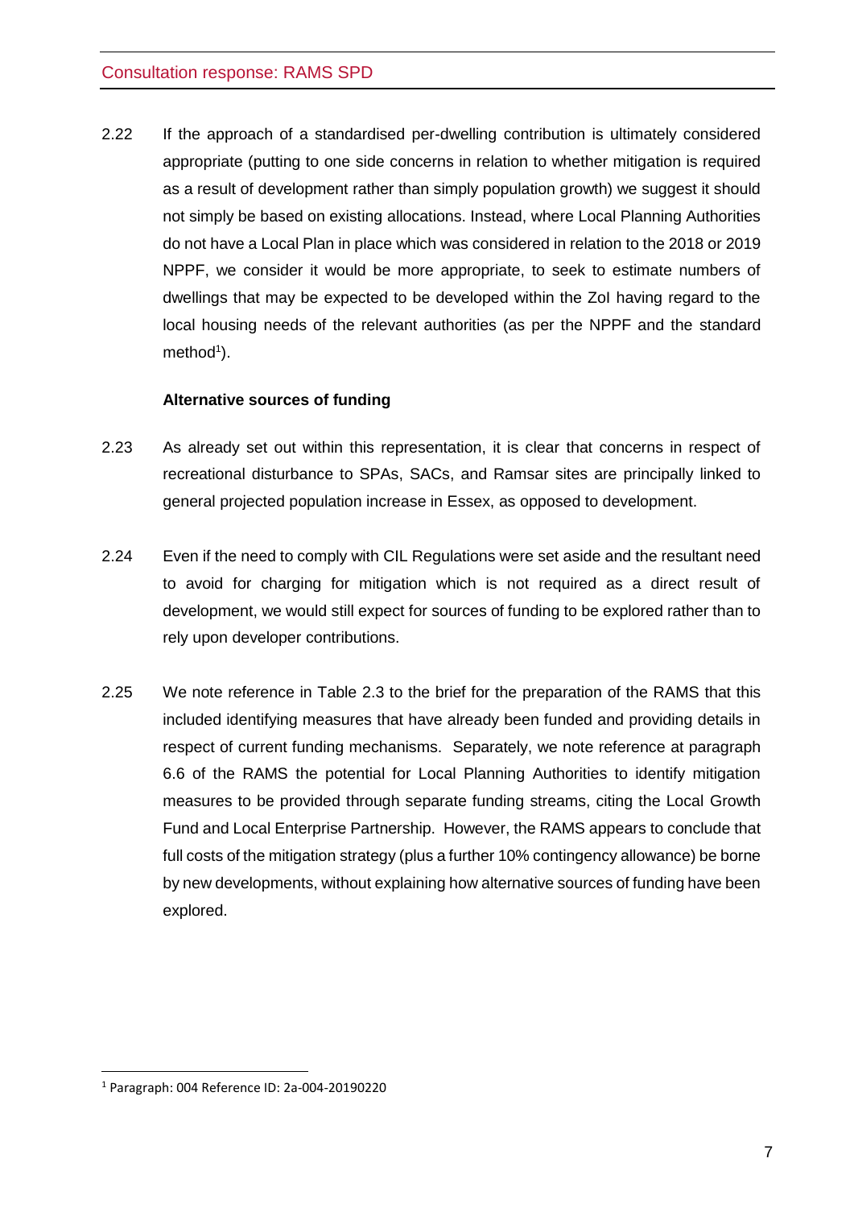2.22 If the approach of a standardised per-dwelling contribution is ultimately considered appropriate (putting to one side concerns in relation to whether mitigation is required as a result of development rather than simply population growth) we suggest it should not simply be based on existing allocations. Instead, where Local Planning Authorities do not have a Local Plan in place which was considered in relation to the 2018 or 2019 NPPF, we consider it would be more appropriate, to seek to estimate numbers of dwellings that may be expected to be developed within the ZoI having regard to the local housing needs of the relevant authorities (as per the NPPF and the standard method[1]).

**Alternative sources of funding**

2.23 As already set out within this representation, it is clear that concerns in respect of recreational disturbance to SPAs, SACs, and Ramsar sites are principally linked to general projected population increase in Essex, as opposed to development.

2.24 Even if the need to comply with CIL Regulations were set aside and the resultant need to avoid for charging for mitigation which is not required as a direct result of development, we would still expect for sources of funding to be explored rather than to rely upon developer contributions.

2.25 We note reference in Table 2.3 to the brief for the preparation of the RAMS that this included identifying measures that have already been funded and providing details in respect of current funding mechanisms. Separately, we note reference at paragraph 6.6 of the RAMS the potential for Local Planning Authorities to identify mitigation measures to be provided through separate funding streams, citing the Local Growth Fund and Local Enterprise Partnership. However, the RAMS appears to conclude that full costs of the mitigation strategy (plus a further 10% contingency allowance) be borne by new developments, without explaining how alternative sources of funding have been explored.

[1] Paragraph: 004 Reference ID: 2a-004-20190220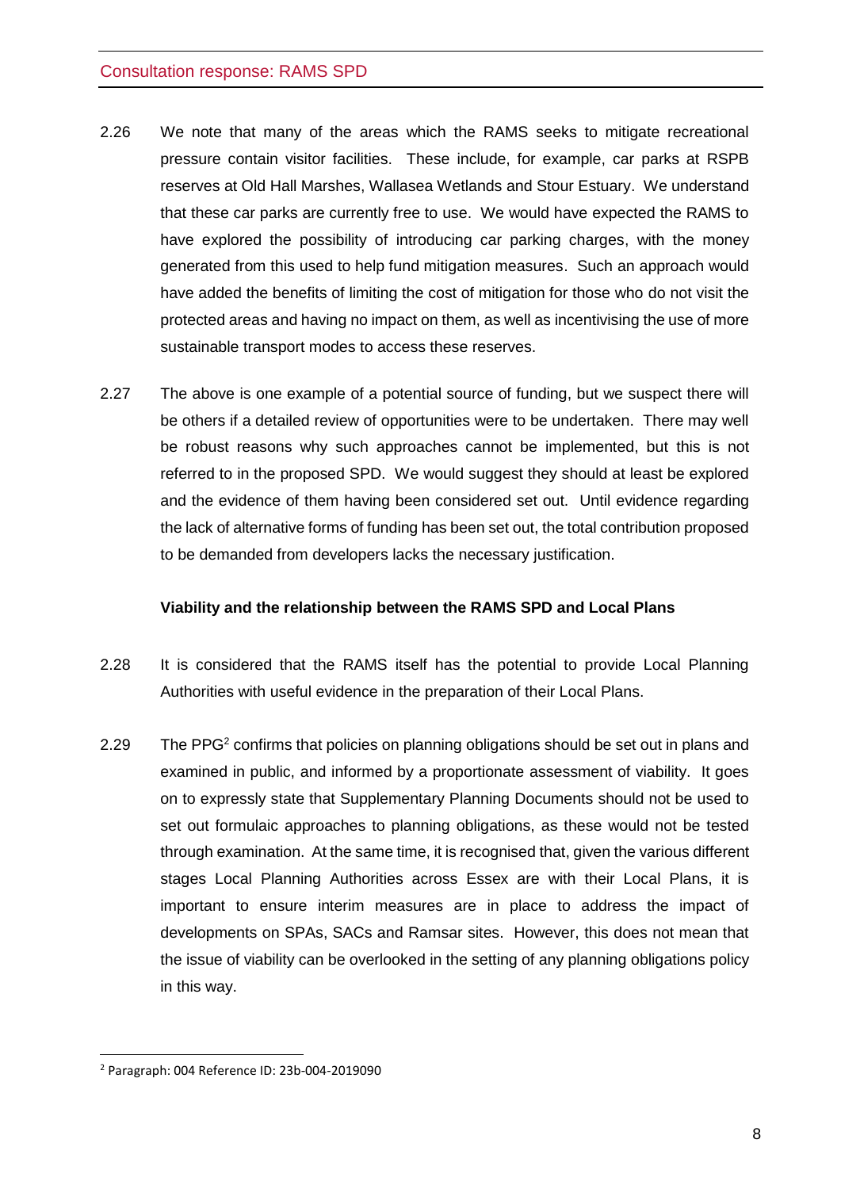2.26 We note that many of the areas which the RAMS seeks to mitigate recreational pressure contain visitor facilities. These include, for example, car parks at RSPB reserves at Old Hall Marshes, Wallasea Wetlands and Stour Estuary. We understand that these car parks are currently free to use. We would have expected the RAMS to have explored the possibility of introducing car parking charges, with the money generated from this used to help fund mitigation measures. Such an approach would have added the benefits of limiting the cost of mitigation for those who do not visit the protected areas and having no impact on them, as well as incentivising the use of more sustainable transport modes to access these reserves.

2.27 The above is one example of a potential source of funding, but we suspect there will be others if a detailed review of opportunities were to be undertaken. There may well be robust reasons why such approaches cannot be implemented, but this is not referred to in the proposed SPD. We would suggest they should at least be explored and the evidence of them having been considered set out. Until evidence regarding the lack of alternative forms of funding has been set out, the total contribution proposed to be demanded from developers lacks the necessary justification.

**Viability and the relationship between the RAMS SPD and Local Plans**

2.28 It is considered that the RAMS itself has the potential to provide Local Planning Authorities with useful evidence in the preparation of their Local Plans.

2.29 The PPG[2] confirms that policies on planning obligations should be set out in plans and examined in public, and informed by a proportionate assessment of viability. It goes on to expressly state that Supplementary Planning Documents should not be used to set out formulaic approaches to planning obligations, as these would not be tested through examination. At the same time, it is recognised that, given the various different stages Local Planning Authorities across Essex are with their Local Plans, it is important to ensure interim measures are in place to address the impact of developments on SPAs, SACs and Ramsar sites. However, this does not mean that the issue of viability can be overlooked in the setting of any planning obligations policy in this way.

[2] Paragraph: 004 Reference ID: 23b-004-2019090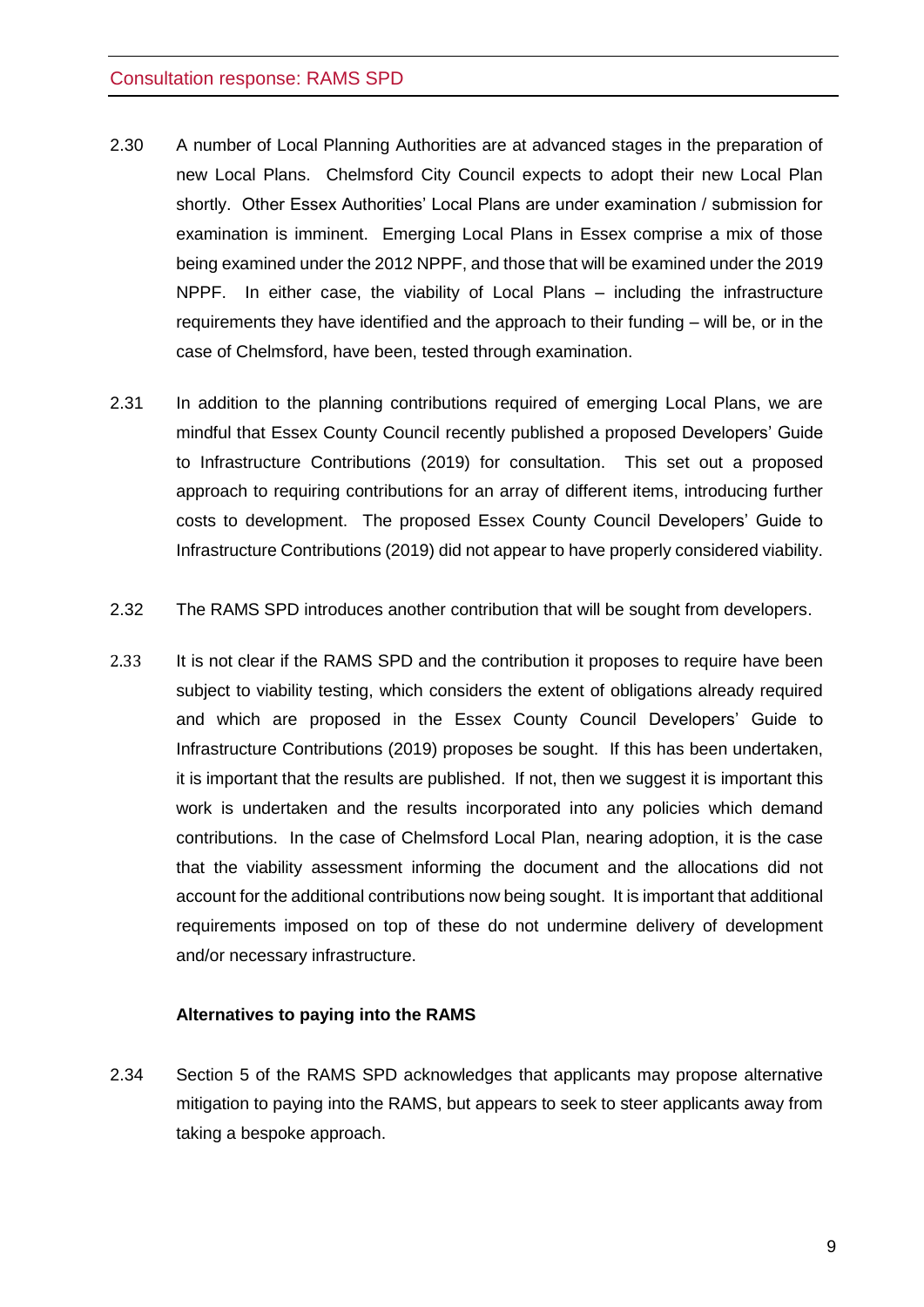2.30 A number of Local Planning Authorities are at advanced stages in the preparation of new Local Plans. Chelmsford City Council expects to adopt their new Local Plan shortly. Other Essex Authorities' Local Plans are under examination / submission for examination is imminent. Emerging Local Plans in Essex comprise a mix of those being examined under the 2012 NPPF, and those that will be examined under the 2019 NPPF. In either case, the viability of Local Plans – including the infrastructure requirements they have identified and the approach to their funding – will be, or in the case of Chelmsford, have been, tested through examination.

2.31 In addition to the planning contributions required of emerging Local Plans, we are mindful that Essex County Council recently published a proposed Developers' Guide to Infrastructure Contributions (2019) for consultation. This set out a proposed approach to requiring contributions for an array of different items, introducing further costs to development. The proposed Essex County Council Developers' Guide to Infrastructure Contributions (2019) did not appear to have properly considered viability.

2.32 The RAMS SPD introduces another contribution that will be sought from developers.

2.33 It is not clear if the RAMS SPD and the contribution it proposes to require have been subject to viability testing, which considers the extent of obligations already required and which are proposed in the Essex County Council Developers' Guide to Infrastructure Contributions (2019) proposes be sought. If this has been undertaken, it is important that the results are published. If not, then we suggest it is important this work is undertaken and the results incorporated into any policies which demand contributions. In the case of Chelmsford Local Plan, nearing adoption, it is the case that the viability assessment informing the document and the allocations did not account for the additional contributions now being sought. It is important that additional requirements imposed on top of these do not undermine delivery of development and/or necessary infrastructure.

**Alternatives to paying into the RAMS**

2.34 Section 5 of the RAMS SPD acknowledges that applicants may propose alternative mitigation to paying into the RAMS, but appears to seek to steer applicants away from taking a bespoke approach.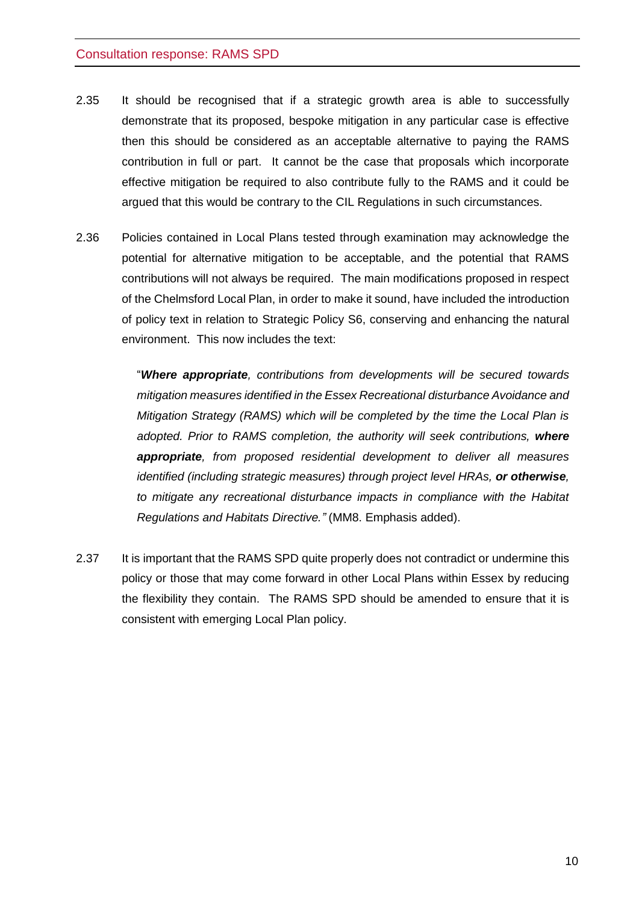2.35 It should be recognised that if a strategic growth area is able to successfully demonstrate that its proposed, bespoke mitigation in any particular case is effective then this should be considered as an acceptable alternative to paying the RAMS contribution in full or part. It cannot be the case that proposals which incorporate effective mitigation be required to also contribute fully to the RAMS and it could be argued that this would be contrary to the CIL Regulations in such circumstances.

2.36 Policies contained in Local Plans tested through examination may acknowledge the potential for alternative mitigation to be acceptable, and the potential that RAMS contributions will not always be required. The main modifications proposed in respect of the Chelmsford Local Plan, in order to make it sound, have included the introduction of policy text in relation to Strategic Policy S6, conserving and enhancing the natural environment. This now includes the text:

> "***Where appropriate****, contributions from developments will be secured towards mitigation measures identified in the Essex Recreational disturbance Avoidance and Mitigation Strategy (RAMS) which will be completed by the time the Local Plan is adopted. Prior to RAMS completion, the authority will seek contributions,* ***where appropriate****, from proposed residential development to deliver all measures identified (including strategic measures) through project level HRAs,* ***or otherwise****, to mitigate any recreational disturbance impacts in compliance with the Habitat Regulations and Habitats Directive."* (MM8. Emphasis added).

2.37 It is important that the RAMS SPD quite properly does not contradict or undermine this policy or those that may come forward in other Local Plans within Essex by reducing the flexibility they contain. The RAMS SPD should be amended to ensure that it is consistent with emerging Local Plan policy.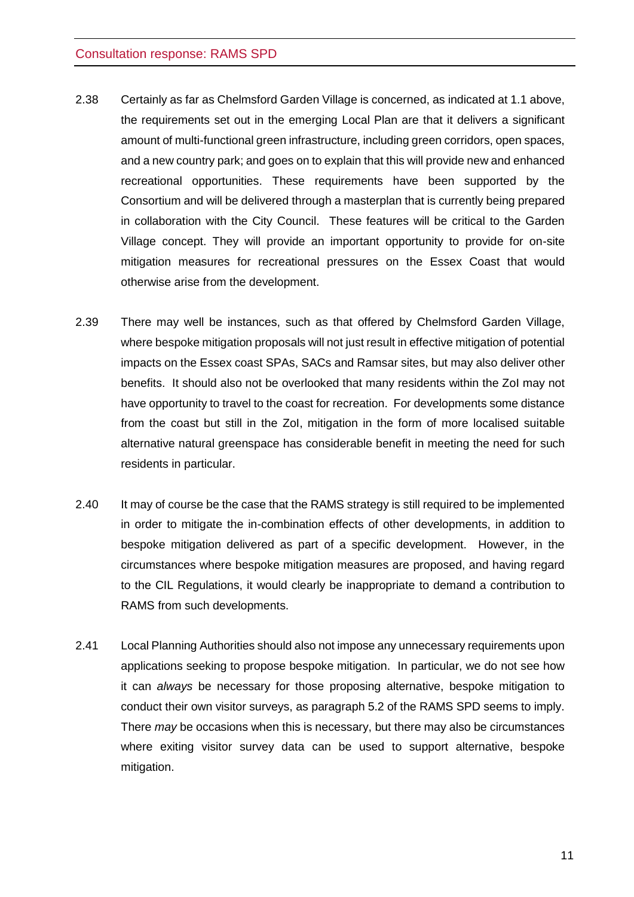2.38 Certainly as far as Chelmsford Garden Village is concerned, as indicated at 1.1 above, the requirements set out in the emerging Local Plan are that it delivers a significant amount of multi-functional green infrastructure, including green corridors, open spaces, and a new country park; and goes on to explain that this will provide new and enhanced recreational opportunities. These requirements have been supported by the Consortium and will be delivered through a masterplan that is currently being prepared in collaboration with the City Council. These features will be critical to the Garden Village concept. They will provide an important opportunity to provide for on-site mitigation measures for recreational pressures on the Essex Coast that would otherwise arise from the development.

2.39 There may well be instances, such as that offered by Chelmsford Garden Village, where bespoke mitigation proposals will not just result in effective mitigation of potential impacts on the Essex coast SPAs, SACs and Ramsar sites, but may also deliver other benefits. It should also not be overlooked that many residents within the ZoI may not have opportunity to travel to the coast for recreation. For developments some distance from the coast but still in the ZoI, mitigation in the form of more localised suitable alternative natural greenspace has considerable benefit in meeting the need for such residents in particular.

2.40 It may of course be the case that the RAMS strategy is still required to be implemented in order to mitigate the in-combination effects of other developments, in addition to bespoke mitigation delivered as part of a specific development. However, in the circumstances where bespoke mitigation measures are proposed, and having regard to the CIL Regulations, it would clearly be inappropriate to demand a contribution to RAMS from such developments.

2.41 Local Planning Authorities should also not impose any unnecessary requirements upon applications seeking to propose bespoke mitigation. In particular, we do not see how it can *always* be necessary for those proposing alternative, bespoke mitigation to conduct their own visitor surveys, as paragraph 5.2 of the RAMS SPD seems to imply. There *may* be occasions when this is necessary, but there may also be circumstances where exiting visitor survey data can be used to support alternative, bespoke mitigation.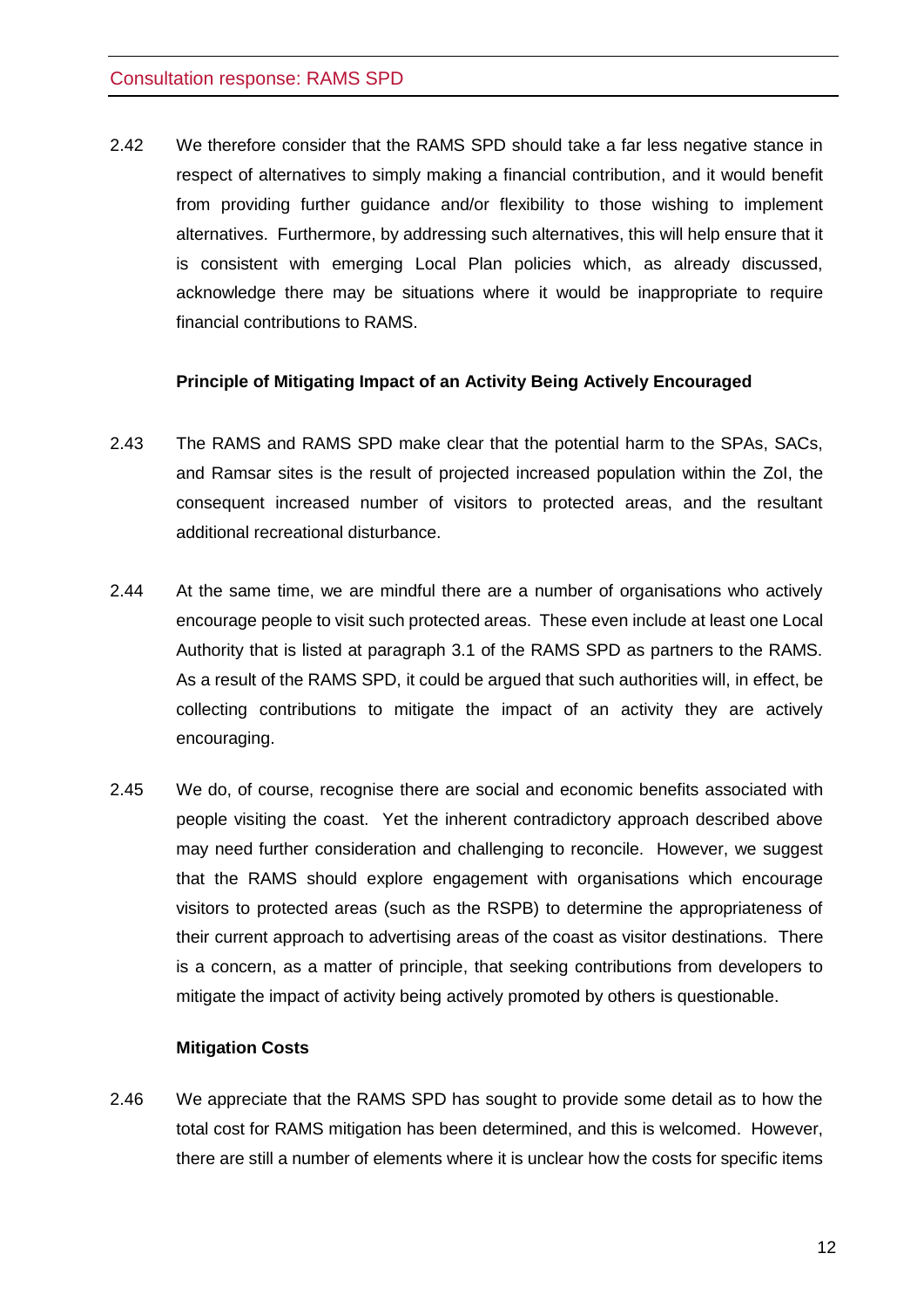2.42 We therefore consider that the RAMS SPD should take a far less negative stance in respect of alternatives to simply making a financial contribution, and it would benefit from providing further guidance and/or flexibility to those wishing to implement alternatives. Furthermore, by addressing such alternatives, this will help ensure that it is consistent with emerging Local Plan policies which, as already discussed, acknowledge there may be situations where it would be inappropriate to require financial contributions to RAMS.

**Principle of Mitigating Impact of an Activity Being Actively Encouraged**

2.43 The RAMS and RAMS SPD make clear that the potential harm to the SPAs, SACs, and Ramsar sites is the result of projected increased population within the ZoI, the consequent increased number of visitors to protected areas, and the resultant additional recreational disturbance.

2.44 At the same time, we are mindful there are a number of organisations who actively encourage people to visit such protected areas. These even include at least one Local Authority that is listed at paragraph 3.1 of the RAMS SPD as partners to the RAMS. As a result of the RAMS SPD, it could be argued that such authorities will, in effect, be collecting contributions to mitigate the impact of an activity they are actively encouraging.

2.45 We do, of course, recognise there are social and economic benefits associated with people visiting the coast. Yet the inherent contradictory approach described above may need further consideration and challenging to reconcile. However, we suggest that the RAMS should explore engagement with organisations which encourage visitors to protected areas (such as the RSPB) to determine the appropriateness of their current approach to advertising areas of the coast as visitor destinations. There is a concern, as a matter of principle, that seeking contributions from developers to mitigate the impact of activity being actively promoted by others is questionable.

**Mitigation Costs**

2.46 We appreciate that the RAMS SPD has sought to provide some detail as to how the total cost for RAMS mitigation has been determined, and this is welcomed. However, there are still a number of elements where it is unclear how the costs for specific items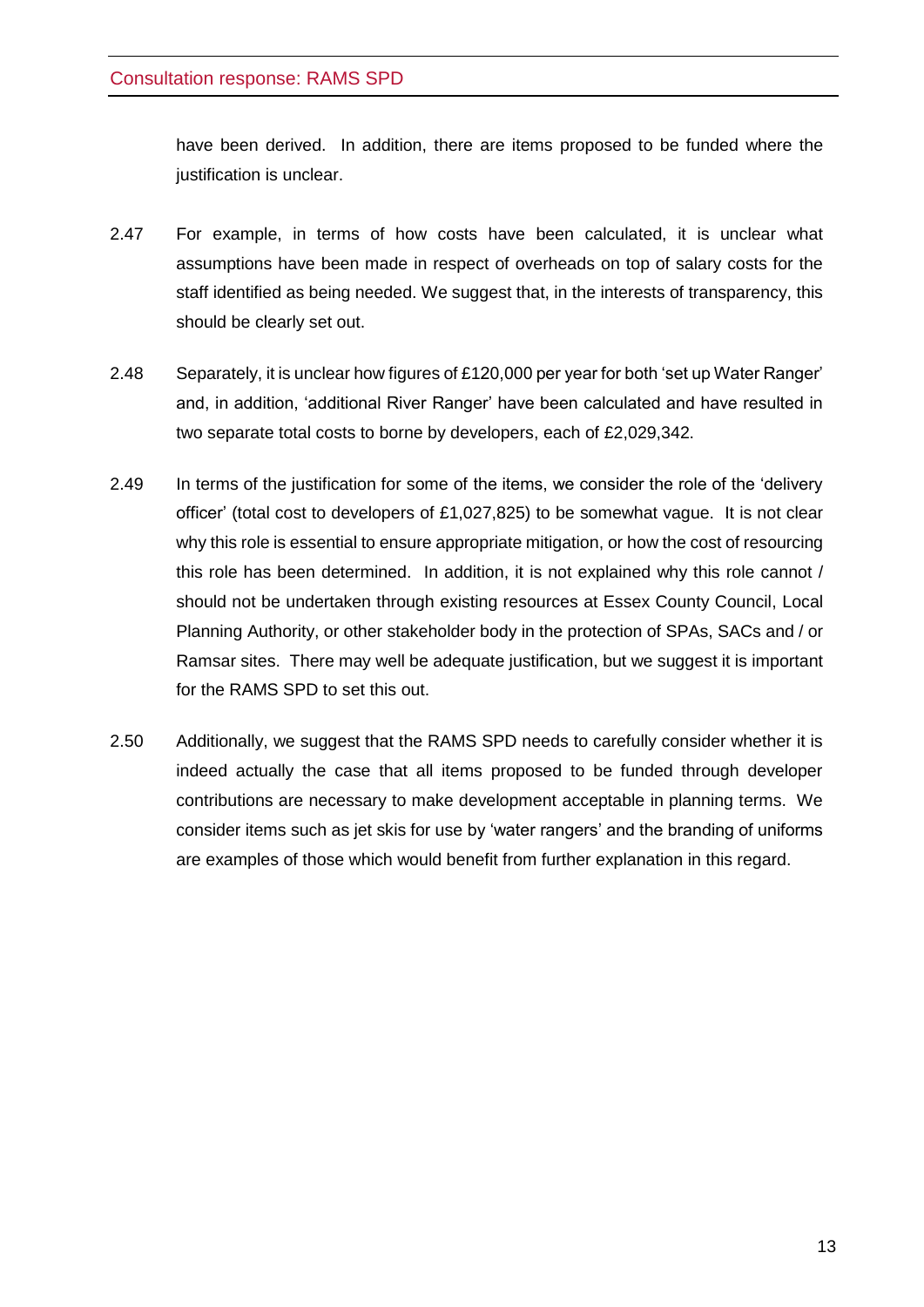have been derived. In addition, there are items proposed to be funded where the justification is unclear.

2.47 For example, in terms of how costs have been calculated, it is unclear what assumptions have been made in respect of overheads on top of salary costs for the staff identified as being needed. We suggest that, in the interests of transparency, this should be clearly set out.

2.48 Separately, it is unclear how figures of £120,000 per year for both 'set up Water Ranger' and, in addition, 'additional River Ranger' have been calculated and have resulted in two separate total costs to borne by developers, each of £2,029,342.

2.49 In terms of the justification for some of the items, we consider the role of the 'delivery officer' (total cost to developers of £1,027,825) to be somewhat vague. It is not clear why this role is essential to ensure appropriate mitigation, or how the cost of resourcing this role has been determined. In addition, it is not explained why this role cannot / should not be undertaken through existing resources at Essex County Council, Local Planning Authority, or other stakeholder body in the protection of SPAs, SACs and / or Ramsar sites. There may well be adequate justification, but we suggest it is important for the RAMS SPD to set this out.

2.50 Additionally, we suggest that the RAMS SPD needs to carefully consider whether it is indeed actually the case that all items proposed to be funded through developer contributions are necessary to make development acceptable in planning terms. We consider items such as jet skis for use by 'water rangers' and the branding of uniforms are examples of those which would benefit from further explanation in this regard.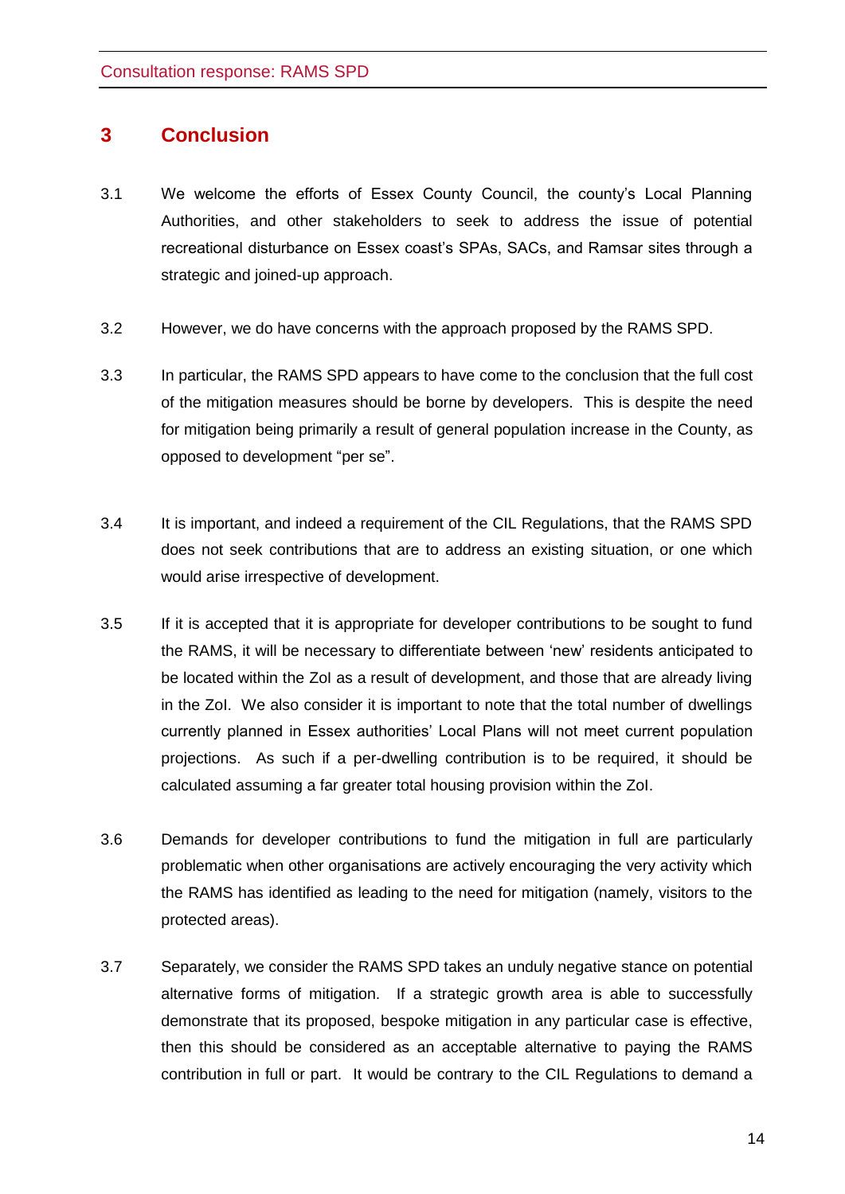## 3 Conclusion

3.1 We welcome the efforts of Essex County Council, the county's Local Planning Authorities, and other stakeholders to seek to address the issue of potential recreational disturbance on Essex coast's SPAs, SACs, and Ramsar sites through a strategic and joined-up approach.

3.2 However, we do have concerns with the approach proposed by the RAMS SPD.

3.3 In particular, the RAMS SPD appears to have come to the conclusion that the full cost of the mitigation measures should be borne by developers. This is despite the need for mitigation being primarily a result of general population increase in the County, as opposed to development "per se".

3.4 It is important, and indeed a requirement of the CIL Regulations, that the RAMS SPD does not seek contributions that are to address an existing situation, or one which would arise irrespective of development.

3.5 If it is accepted that it is appropriate for developer contributions to be sought to fund the RAMS, it will be necessary to differentiate between 'new' residents anticipated to be located within the ZoI as a result of development, and those that are already living in the ZoI. We also consider it is important to note that the total number of dwellings currently planned in Essex authorities' Local Plans will not meet current population projections. As such if a per-dwelling contribution is to be required, it should be calculated assuming a far greater total housing provision within the ZoI.

3.6 Demands for developer contributions to fund the mitigation in full are particularly problematic when other organisations are actively encouraging the very activity which the RAMS has identified as leading to the need for mitigation (namely, visitors to the protected areas).

3.7 Separately, we consider the RAMS SPD takes an unduly negative stance on potential alternative forms of mitigation. If a strategic growth area is able to successfully demonstrate that its proposed, bespoke mitigation in any particular case is effective, then this should be considered as an acceptable alternative to paying the RAMS contribution in full or part. It would be contrary to the CIL Regulations to demand a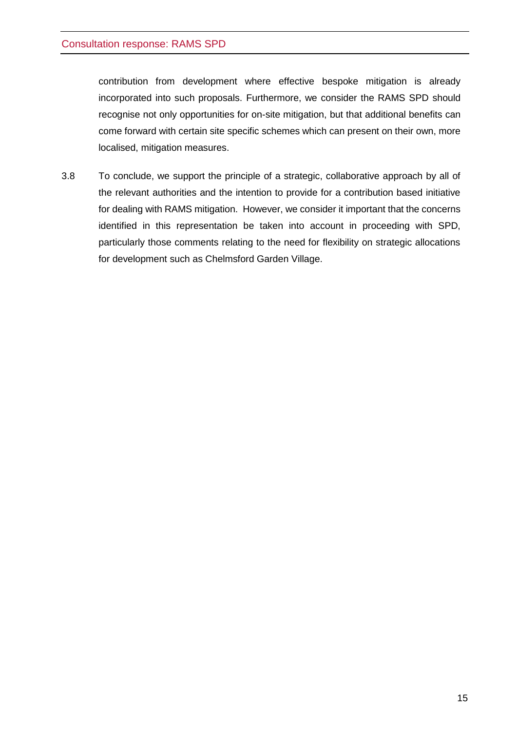contribution from development where effective bespoke mitigation is already incorporated into such proposals. Furthermore, we consider the RAMS SPD should recognise not only opportunities for on-site mitigation, but that additional benefits can come forward with certain site specific schemes which can present on their own, more localised, mitigation measures.

3.8 To conclude, we support the principle of a strategic, collaborative approach by all of the relevant authorities and the intention to provide for a contribution based initiative for dealing with RAMS mitigation. However, we consider it important that the concerns identified in this representation be taken into account in proceeding with SPD, particularly those comments relating to the need for flexibility on strategic allocations for development such as Chelmsford Garden Village.